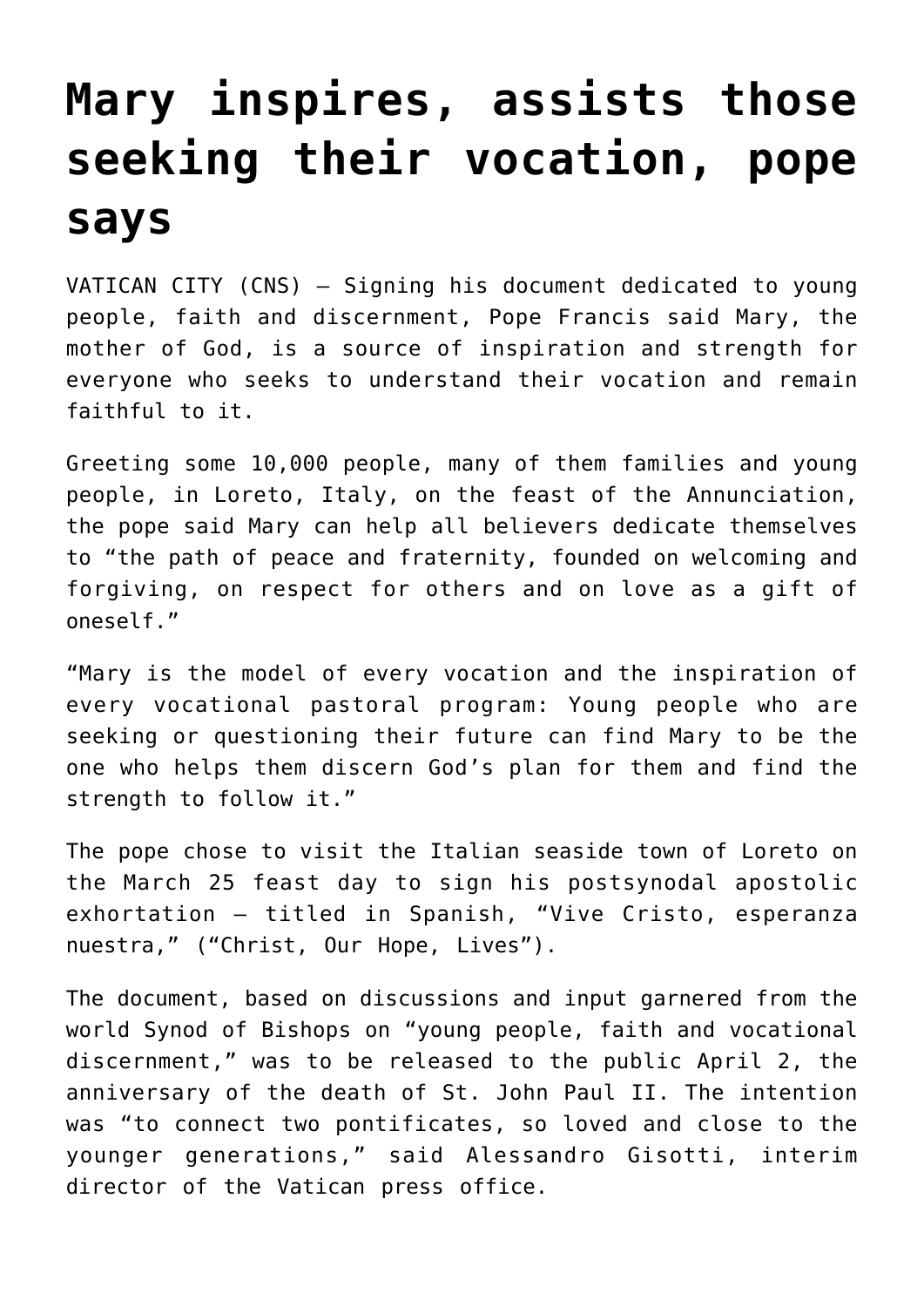# Mary inspires, assists those seeking their vocation, pope says

VATICAN CITY (CNS) — Signing his document dedicated to young people, faith and discernment, Pope Francis said Mary, the mother of God, is a source of inspiration and strength for everyone who seeks to understand their vocation and remain faithful to it.

Greeting some 10,000 people, many of them families and young people, in Loreto, Italy, on the feast of the Annunciation, the pope said Mary can help all believers dedicate themselves to "the path of peace and fraternity, founded on welcoming and forgiving, on respect for others and on love as a gift of oneself."

"Mary is the model of every vocation and the inspiration of every vocational pastoral program: Young people who are seeking or questioning their future can find Mary to be the one who helps them discern God's plan for them and find the strength to follow it."

The pope chose to visit the Italian seaside town of Loreto on the March 25 feast day to sign his postsynodal apostolic exhortation — titled in Spanish, "Vive Cristo, esperanza nuestra," ("Christ, Our Hope, Lives").

The document, based on discussions and input garnered from the world Synod of Bishops on "young people, faith and vocational discernment," was to be released to the public April 2, the anniversary of the death of St. John Paul II. The intention was "to connect two pontificates, so loved and close to the younger generations," said Alessandro Gisotti, interim director of the Vatican press office.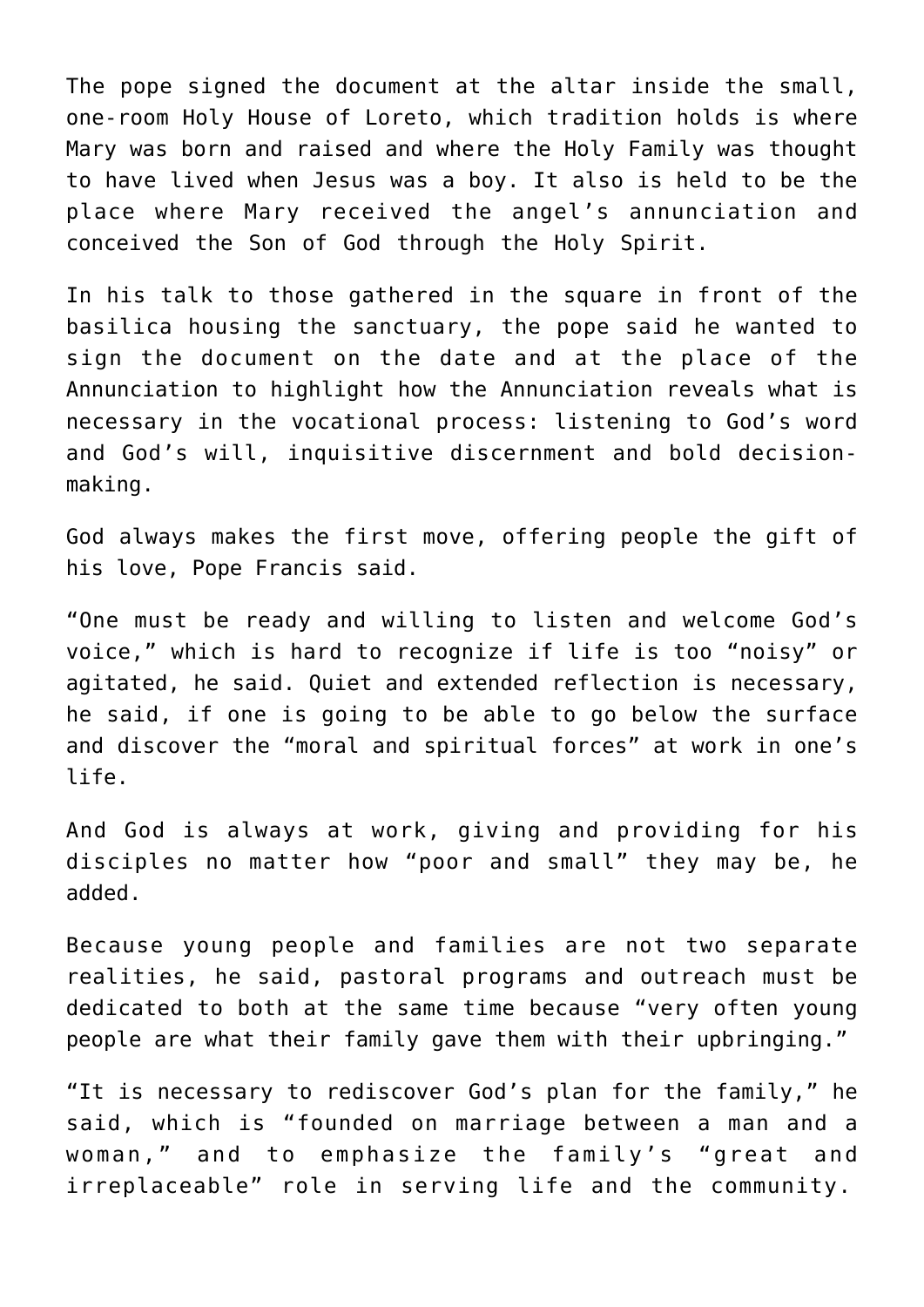The pope signed the document at the altar inside the small, one-room Holy House of Loreto, which tradition holds is where Mary was born and raised and where the Holy Family was thought to have lived when Jesus was a boy. It also is held to be the place where Mary received the angel's annunciation and conceived the Son of God through the Holy Spirit.

In his talk to those gathered in the square in front of the basilica housing the sanctuary, the pope said he wanted to sign the document on the date and at the place of the Annunciation to highlight how the Annunciation reveals what is necessary in the vocational process: listening to God's word and God's will, inquisitive discernment and bold decision-making.

God always makes the first move, offering people the gift of his love, Pope Francis said.

"One must be ready and willing to listen and welcome God's voice," which is hard to recognize if life is too "noisy" or agitated, he said. Quiet and extended reflection is necessary, he said, if one is going to be able to go below the surface and discover the "moral and spiritual forces" at work in one's life.

And God is always at work, giving and providing for his disciples no matter how "poor and small" they may be, he added.

Because young people and families are not two separate realities, he said, pastoral programs and outreach must be dedicated to both at the same time because "very often young people are what their family gave them with their upbringing."

"It is necessary to rediscover God's plan for the family," he said, which is "founded on marriage between a man and a woman," and to emphasize the family's "great and irreplaceable" role in serving life and the community.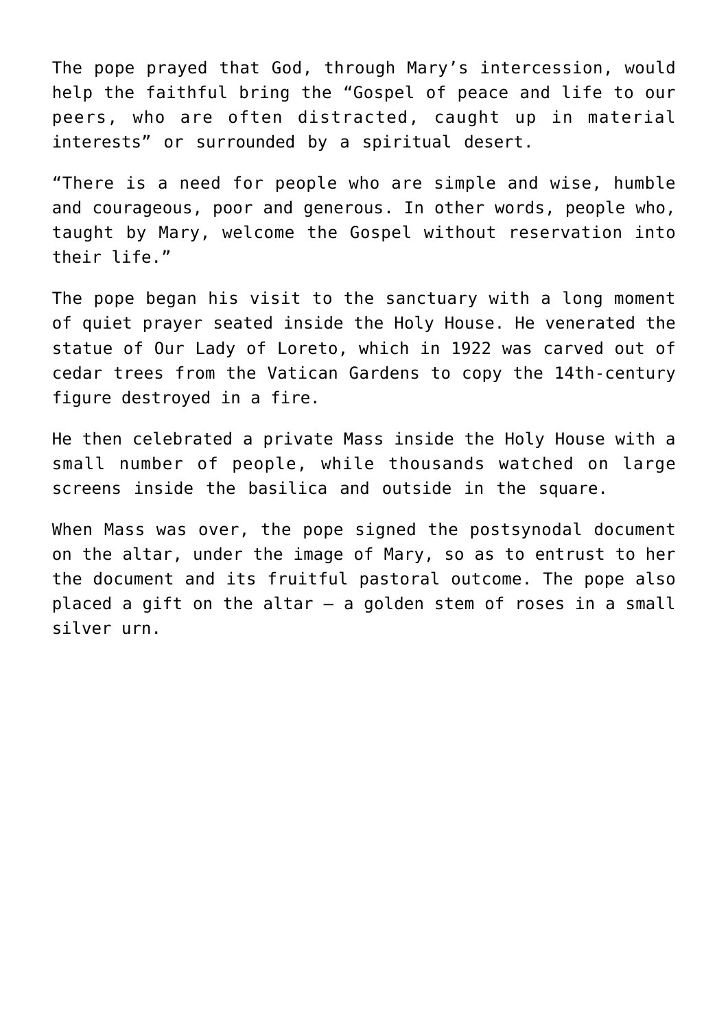The pope prayed that God, through Mary's intercession, would help the faithful bring the "Gospel of peace and life to our peers, who are often distracted, caught up in material interests" or surrounded by a spiritual desert.

"There is a need for people who are simple and wise, humble and courageous, poor and generous. In other words, people who, taught by Mary, welcome the Gospel without reservation into their life."

The pope began his visit to the sanctuary with a long moment of quiet prayer seated inside the Holy House. He venerated the statue of Our Lady of Loreto, which in 1922 was carved out of cedar trees from the Vatican Gardens to copy the 14th-century figure destroyed in a fire.

He then celebrated a private Mass inside the Holy House with a small number of people, while thousands watched on large screens inside the basilica and outside in the square.

When Mass was over, the pope signed the postsynodal document on the altar, under the image of Mary, so as to entrust to her the document and its fruitful pastoral outcome. The pope also placed a gift on the altar — a golden stem of roses in a small silver urn.